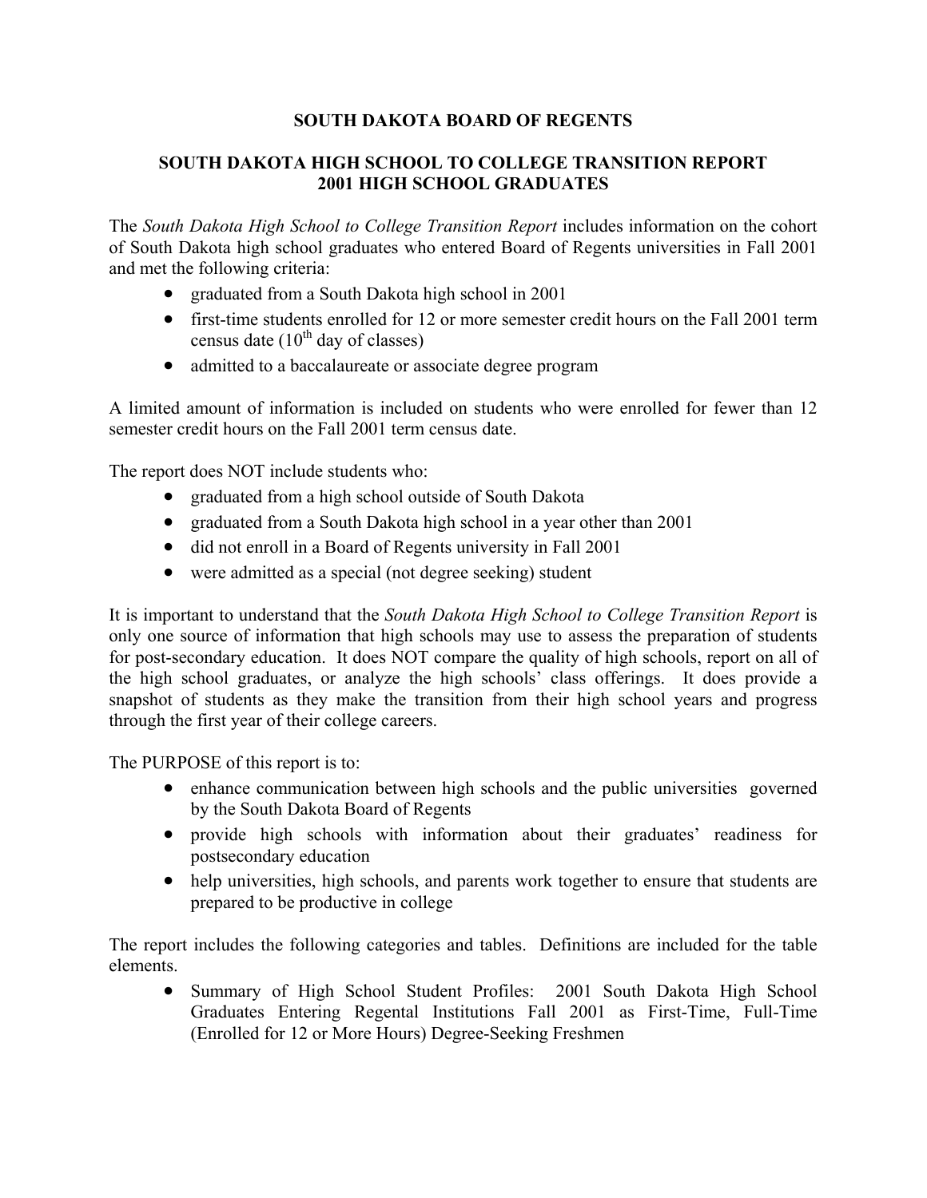# SOUTH DAKOTA BOARD OF REGENTS

## SOUTH DAKOTA HIGH SCHOOL TO COLLEGE TRANSITION REPORT
## 2001 HIGH SCHOOL GRADUATES

The *South Dakota High School to College Transition Report* includes information on the cohort of South Dakota high school graduates who entered Board of Regents universities in Fall 2001 and met the following criteria:

- graduated from a South Dakota high school in 2001
- first-time students enrolled for 12 or more semester credit hours on the Fall 2001 term census date (10th day of classes)
- admitted to a baccalaureate or associate degree program

A limited amount of information is included on students who were enrolled for fewer than 12 semester credit hours on the Fall 2001 term census date.

The report does NOT include students who:

- graduated from a high school outside of South Dakota
- graduated from a South Dakota high school in a year other than 2001
- did not enroll in a Board of Regents university in Fall 2001
- were admitted as a special (not degree seeking) student

It is important to understand that the *South Dakota High School to College Transition Report* is only one source of information that high schools may use to assess the preparation of students for post-secondary education. It does NOT compare the quality of high schools, report on all of the high school graduates, or analyze the high schools' class offerings. It does provide a snapshot of students as they make the transition from their high school years and progress through the first year of their college careers.

The PURPOSE of this report is to:

- enhance communication between high schools and the public universities governed by the South Dakota Board of Regents
- provide high schools with information about their graduates' readiness for postsecondary education
- help universities, high schools, and parents work together to ensure that students are prepared to be productive in college

The report includes the following categories and tables. Definitions are included for the table elements.

- Summary of High School Student Profiles: 2001 South Dakota High School Graduates Entering Regental Institutions Fall 2001 as First-Time, Full-Time (Enrolled for 12 or More Hours) Degree-Seeking Freshmen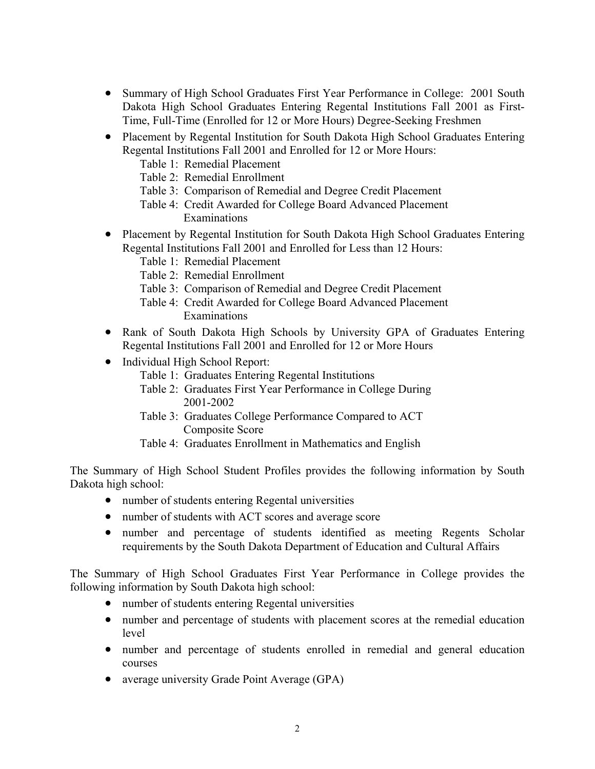- Summary of High School Graduates First Year Performance in College: 2001 South Dakota High School Graduates Entering Regental Institutions Fall 2001 as First-Time, Full-Time (Enrolled for 12 or More Hours) Degree-Seeking Freshmen
- Placement by Regental Institution for South Dakota High School Graduates Entering Regental Institutions Fall 2001 and Enrolled for 12 or More Hours:
  - Table 1: Remedial Placement
  - Table 2: Remedial Enrollment
  - Table 3: Comparison of Remedial and Degree Credit Placement
  - Table 4: Credit Awarded for College Board Advanced Placement Examinations
- Placement by Regental Institution for South Dakota High School Graduates Entering Regental Institutions Fall 2001 and Enrolled for Less than 12 Hours:
  - Table 1: Remedial Placement
  - Table 2: Remedial Enrollment
  - Table 3: Comparison of Remedial and Degree Credit Placement
  - Table 4: Credit Awarded for College Board Advanced Placement Examinations
- Rank of South Dakota High Schools by University GPA of Graduates Entering Regental Institutions Fall 2001 and Enrolled for 12 or More Hours
- Individual High School Report:
  - Table 1: Graduates Entering Regental Institutions
  - Table 2: Graduates First Year Performance in College During 2001-2002
  - Table 3: Graduates College Performance Compared to ACT Composite Score
  - Table 4: Graduates Enrollment in Mathematics and English

The Summary of High School Student Profiles provides the following information by South Dakota high school:

- number of students entering Regental universities
- number of students with ACT scores and average score
- number and percentage of students identified as meeting Regents Scholar requirements by the South Dakota Department of Education and Cultural Affairs

The Summary of High School Graduates First Year Performance in College provides the following information by South Dakota high school:

- number of students entering Regental universities
- number and percentage of students with placement scores at the remedial education level
- number and percentage of students enrolled in remedial and general education courses
- average university Grade Point Average (GPA)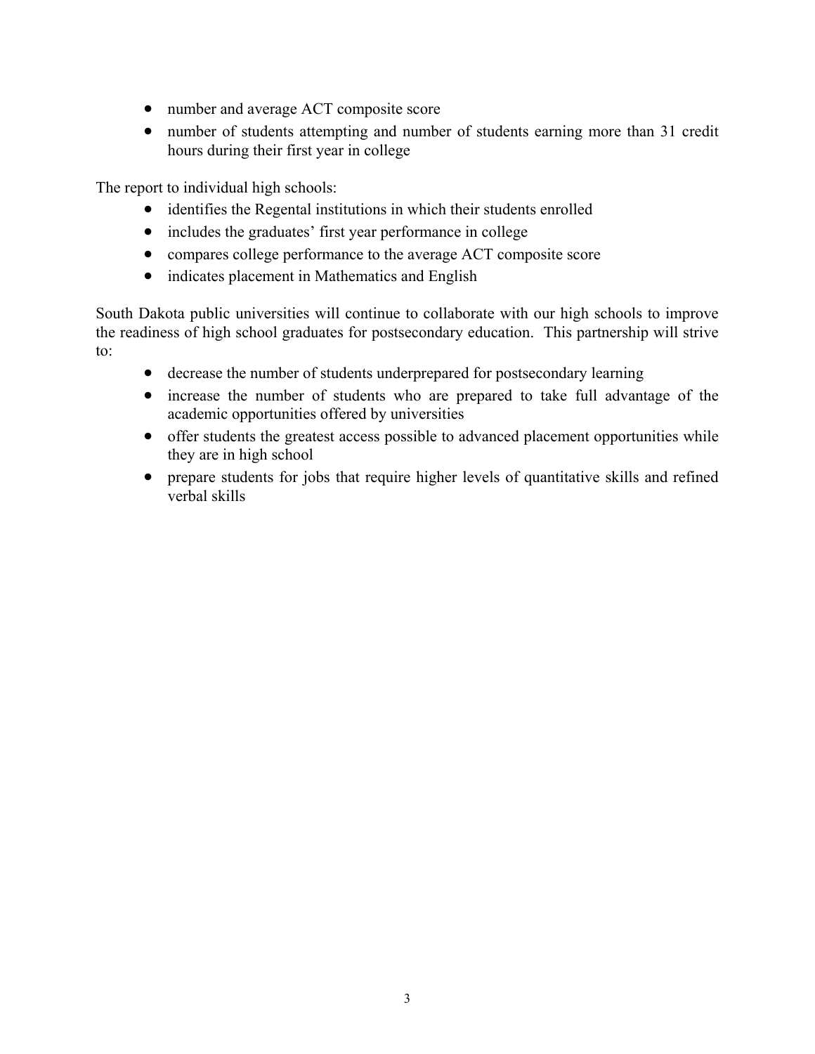- number and average ACT composite score
- number of students attempting and number of students earning more than 31 credit hours during their first year in college

The report to individual high schools:

- identifies the Regental institutions in which their students enrolled
- includes the graduates' first year performance in college
- compares college performance to the average ACT composite score
- indicates placement in Mathematics and English

South Dakota public universities will continue to collaborate with our high schools to improve the readiness of high school graduates for postsecondary education. This partnership will strive to:

- decrease the number of students underprepared for postsecondary learning
- increase the number of students who are prepared to take full advantage of the academic opportunities offered by universities
- offer students the greatest access possible to advanced placement opportunities while they are in high school
- prepare students for jobs that require higher levels of quantitative skills and refined verbal skills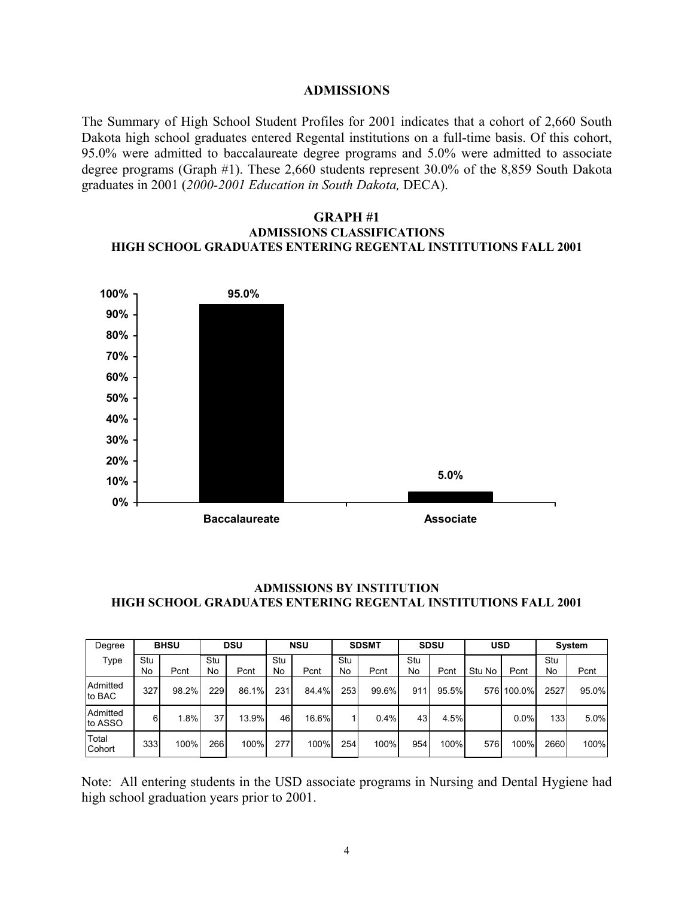## ADMISSIONS

The Summary of High School Student Profiles for 2001 indicates that a cohort of 2,660 South Dakota high school graduates entered Regental institutions on a full-time basis. Of this cohort, 95.0% were admitted to baccalaureate degree programs and 5.0% were admitted to associate degree programs (Graph #1). These 2,660 students represent 30.0% of the 8,859 South Dakota graduates in 2001 (*2000-2001 Education in South Dakota,* DECA).

**GRAPH #1**
**ADMISSIONS CLASSIFICATIONS**
**HIGH SCHOOL GRADUATES ENTERING REGENTAL INSTITUTIONS FALL 2001**

| | Baccalaureate | Associate |
|---|---|---|
| Percent | 95.0% | 5.0% |

**ADMISSIONS BY INSTITUTION**
**HIGH SCHOOL GRADUATES ENTERING REGENTAL INSTITUTIONS FALL 2001**

| Degree | BHSU | | DSU | | NSU | | SDSMT | | SDSU | | USD | | System | |
|---|---|---|---|---|---|---|---|---|---|---|---|---|---|---|
| Type | Stu No | Pcnt | Stu No | Pcnt | Stu No | Pcnt | Stu No | Pcnt | Stu No | Pcnt | Stu No | Pcnt | Stu No | Pcnt |
| Admitted to BAC | 327 | 98.2% | 229 | 86.1% | 231 | 84.4% | 253 | 99.6% | 911 | 95.5% | 576 | 100.0% | 2527 | 95.0% |
| Admitted to ASSO | 6 | 1.8% | 37 | 13.9% | 46 | 16.6% | 1 | 0.4% | 43 | 4.5% | | 0.0% | 133 | 5.0% |
| Total Cohort | 333 | 100% | 266 | 100% | 277 | 100% | 254 | 100% | 954 | 100% | 576 | 100% | 2660 | 100% |

Note: All entering students in the USD associate programs in Nursing and Dental Hygiene had high school graduation years prior to 2001.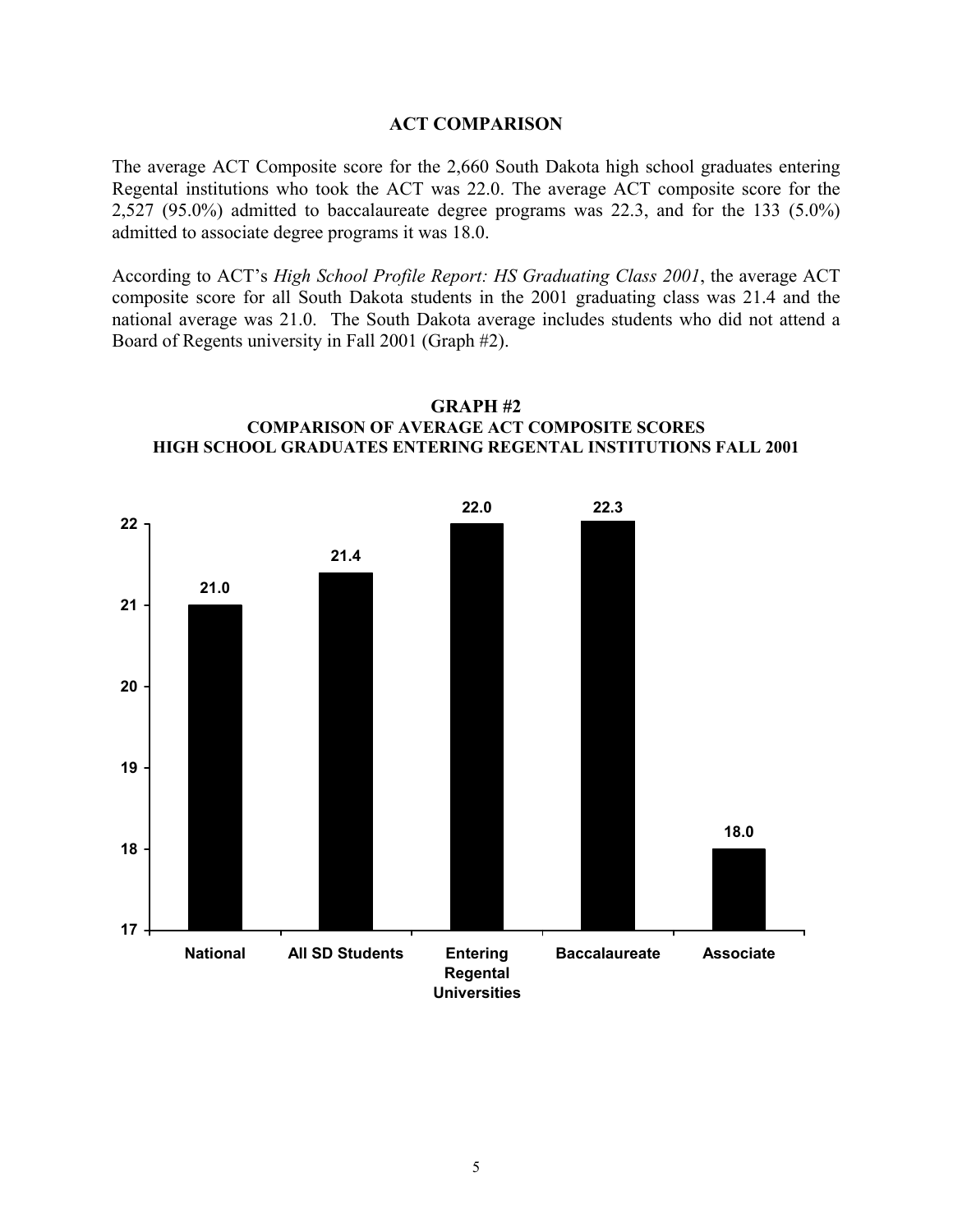## ACT COMPARISON

The average ACT Composite score for the 2,660 South Dakota high school graduates entering Regental institutions who took the ACT was 22.0. The average ACT composite score for the 2,527 (95.0%) admitted to baccalaureate degree programs was 22.3, and for the 133 (5.0%) admitted to associate degree programs it was 18.0.

According to ACT's *High School Profile Report: HS Graduating Class 2001*, the average ACT composite score for all South Dakota students in the 2001 graduating class was 21.4 and the national average was 21.0. The South Dakota average includes students who did not attend a Board of Regents university in Fall 2001 (Graph #2).

**GRAPH #2**
**COMPARISON OF AVERAGE ACT COMPOSITE SCORES**
**HIGH SCHOOL GRADUATES ENTERING REGENTAL INSTITUTIONS FALL 2001**

| Group | Average ACT Composite |
|---|---|
| National | 21.0 |
| All SD Students | 21.4 |
| Entering Regental Universities | 22.0 |
| Baccalaureate | 22.3 |
| Associate | 18.0 |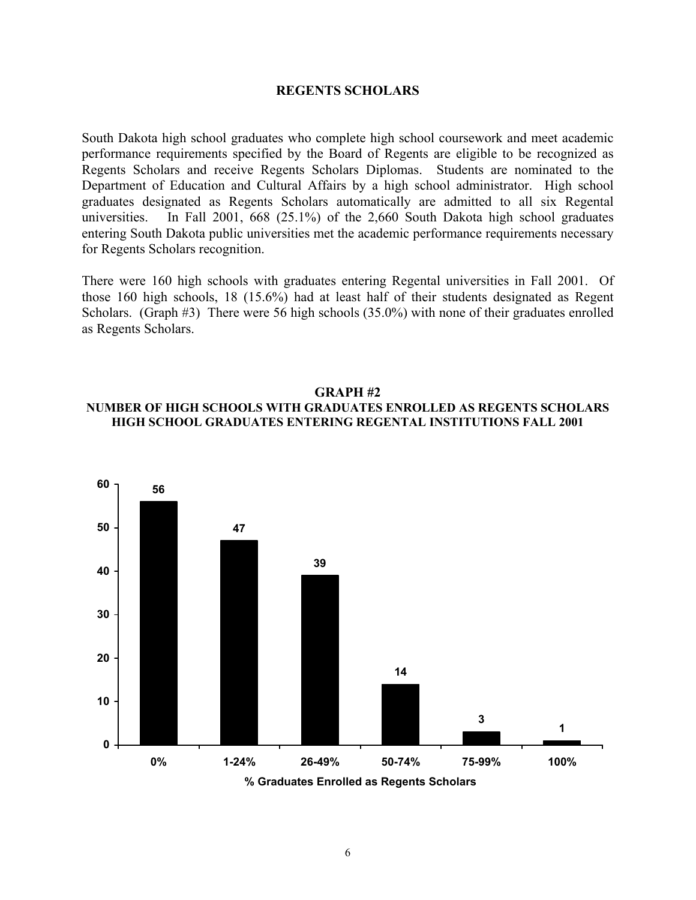## REGENTS SCHOLARS

South Dakota high school graduates who complete high school coursework and meet academic performance requirements specified by the Board of Regents are eligible to be recognized as Regents Scholars and receive Regents Scholars Diplomas. Students are nominated to the Department of Education and Cultural Affairs by a high school administrator. High school graduates designated as Regents Scholars automatically are admitted to all six Regental universities. In Fall 2001, 668 (25.1%) of the 2,660 South Dakota high school graduates entering South Dakota public universities met the academic performance requirements necessary for Regents Scholars recognition.

There were 160 high schools with graduates entering Regental universities in Fall 2001. Of those 160 high schools, 18 (15.6%) had at least half of their students designated as Regent Scholars. (Graph #3) There were 56 high schools (35.0%) with none of their graduates enrolled as Regents Scholars.

### GRAPH #2
### NUMBER OF HIGH SCHOOLS WITH GRADUATES ENROLLED AS REGENTS SCHOLARS HIGH SCHOOL GRADUATES ENTERING REGENTAL INSTITUTIONS FALL 2001

| % Graduates Enrolled as Regents Scholars | Number of High Schools |
|---|---|
| 0% | 56 |
| 1-24% | 47 |
| 26-49% | 39 |
| 50-74% | 14 |
| 75-99% | 3 |
| 100% | 1 |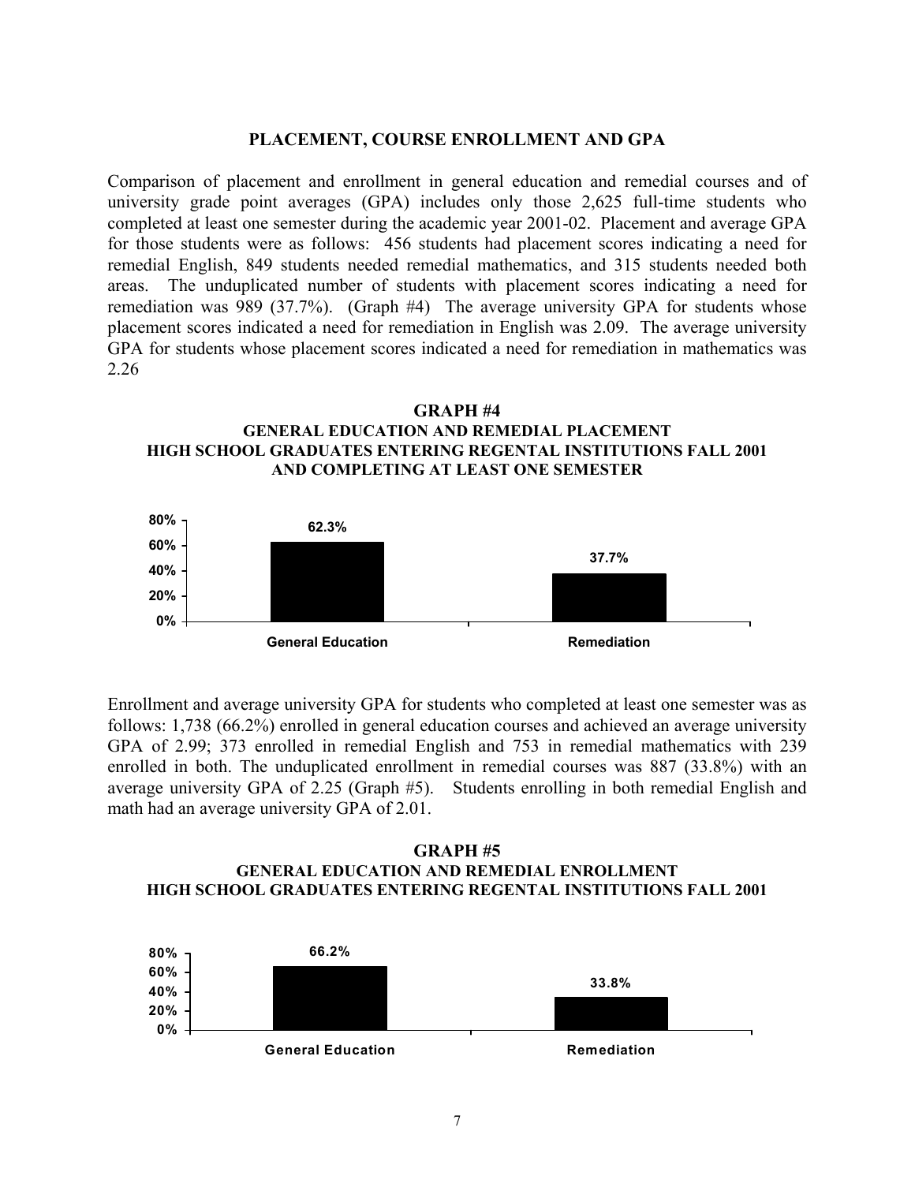## PLACEMENT, COURSE ENROLLMENT AND GPA

Comparison of placement and enrollment in general education and remedial courses and of university grade point averages (GPA) includes only those 2,625 full-time students who completed at least one semester during the academic year 2001-02. Placement and average GPA for those students were as follows: 456 students had placement scores indicating a need for remedial English, 849 students needed remedial mathematics, and 315 students needed both areas. The unduplicated number of students with placement scores indicating a need for remediation was 989 (37.7%). (Graph #4) The average university GPA for students whose placement scores indicated a need for remediation in English was 2.09. The average university GPA for students whose placement scores indicated a need for remediation in mathematics was 2.26

**GRAPH #4**
**GENERAL EDUCATION AND REMEDIAL PLACEMENT**
**HIGH SCHOOL GRADUATES ENTERING REGENTAL INSTITUTIONS FALL 2001 AND COMPLETING AT LEAST ONE SEMESTER**

| General Education | Remediation |
|---|---|
| 62.3% | 37.7% |

Enrollment and average university GPA for students who completed at least one semester was as follows: 1,738 (66.2%) enrolled in general education courses and achieved an average university GPA of 2.99; 373 enrolled in remedial English and 753 in remedial mathematics with 239 enrolled in both. The unduplicated enrollment in remedial courses was 887 (33.8%) with an average university GPA of 2.25 (Graph #5). Students enrolling in both remedial English and math had an average university GPA of 2.01.

**GRAPH #5**
**GENERAL EDUCATION AND REMEDIAL ENROLLMENT**
**HIGH SCHOOL GRADUATES ENTERING REGENTAL INSTITUTIONS FALL 2001**

| General Education | Remediation |
|---|---|
| 66.2% | 33.8% |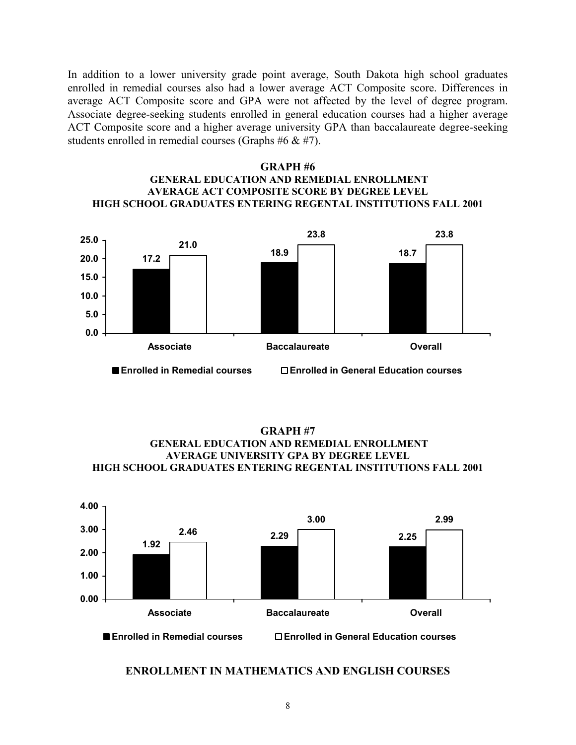In addition to a lower university grade point average, South Dakota high school graduates enrolled in remedial courses also had a lower average ACT Composite score. Differences in average ACT Composite score and GPA were not affected by the level of degree program. Associate degree-seeking students enrolled in general education courses had a higher average ACT Composite score and a higher average university GPA than baccalaureate degree-seeking students enrolled in remedial courses (Graphs #6 & #7).

**GRAPH #6**
**GENERAL EDUCATION AND REMEDIAL ENROLLMENT**
**AVERAGE ACT COMPOSITE SCORE BY DEGREE LEVEL**
**HIGH SCHOOL GRADUATES ENTERING REGENTAL INSTITUTIONS FALL 2001**

| | Enrolled in Remedial courses | Enrolled in General Education courses |
|---|---|---|
| Associate | 17.2 | 21.0 |
| Baccalaureate | 18.9 | 23.8 |
| Overall | 18.7 | 23.8 |

**GRAPH #7**
**GENERAL EDUCATION AND REMEDIAL ENROLLMENT**
**AVERAGE UNIVERSITY GPA BY DEGREE LEVEL**
**HIGH SCHOOL GRADUATES ENTERING REGENTAL INSTITUTIONS FALL 2001**

| | Enrolled in Remedial courses | Enrolled in General Education courses |
|---|---|---|
| Associate | 1.92 | 2.46 |
| Baccalaureate | 2.29 | 3.00 |
| Overall | 2.25 | 2.99 |

## ENROLLMENT IN MATHEMATICS AND ENGLISH COURSES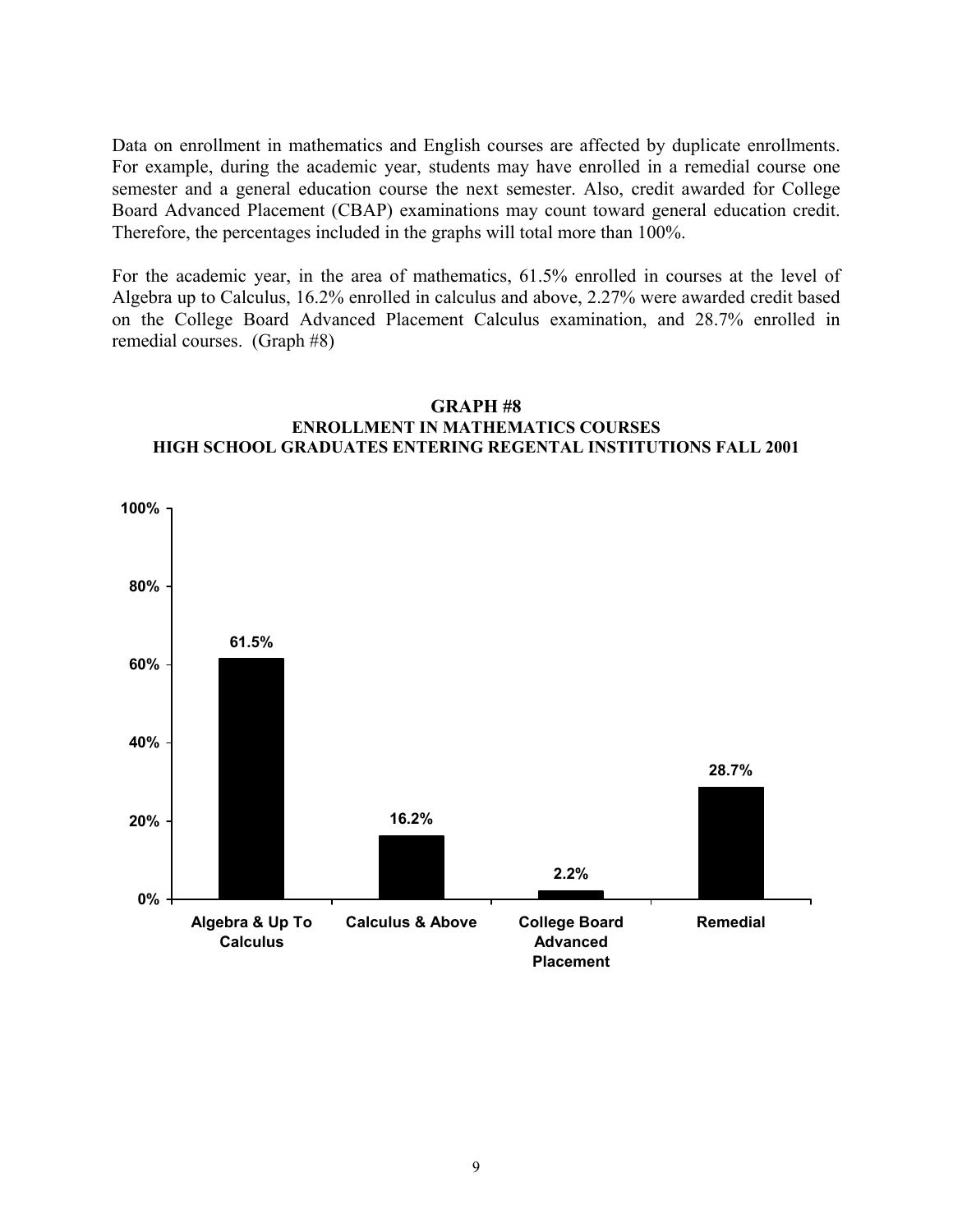Data on enrollment in mathematics and English courses are affected by duplicate enrollments. For example, during the academic year, students may have enrolled in a remedial course one semester and a general education course the next semester. Also, credit awarded for College Board Advanced Placement (CBAP) examinations may count toward general education credit. Therefore, the percentages included in the graphs will total more than 100%.

For the academic year, in the area of mathematics, 61.5% enrolled in courses at the level of Algebra up to Calculus, 16.2% enrolled in calculus and above, 2.27% were awarded credit based on the College Board Advanced Placement Calculus examination, and 28.7% enrolled in remedial courses. (Graph #8)

**GRAPH #8**
**ENROLLMENT IN MATHEMATICS COURSES**
**HIGH SCHOOL GRADUATES ENTERING REGENTAL INSTITUTIONS FALL 2001**

| Category | Percentage |
| --- | --- |
| Algebra & Up To Calculus | 61.5% |
| Calculus & Above | 16.2% |
| College Board Advanced Placement | 2.2% |
| Remedial | 28.7% |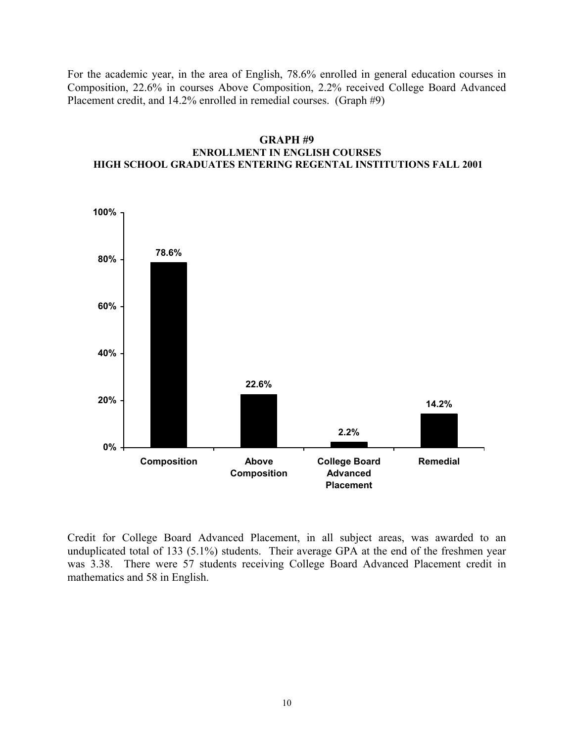For the academic year, in the area of English, 78.6% enrolled in general education courses in Composition, 22.6% in courses Above Composition, 2.2% received College Board Advanced Placement credit, and 14.2% enrolled in remedial courses. (Graph #9)

**GRAPH #9**
**ENROLLMENT IN ENGLISH COURSES**
**HIGH SCHOOL GRADUATES ENTERING REGENTAL INSTITUTIONS FALL 2001**

| Composition | Above Composition | College Board Advanced Placement | Remedial |
|---|---|---|---|
| 78.6% | 22.6% | 2.2% | 14.2% |

Credit for College Board Advanced Placement, in all subject areas, was awarded to an unduplicated total of 133 (5.1%) students. Their average GPA at the end of the freshmen year was 3.38. There were 57 students receiving College Board Advanced Placement credit in mathematics and 58 in English.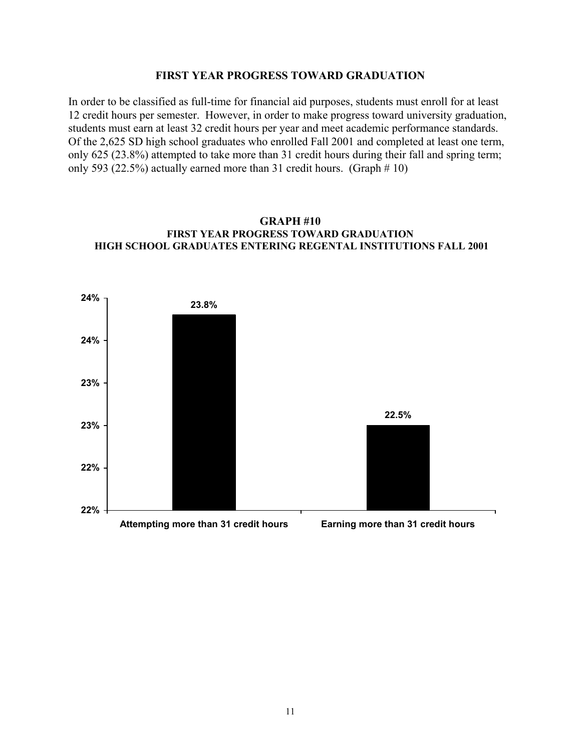## FIRST YEAR PROGRESS TOWARD GRADUATION

In order to be classified as full-time for financial aid purposes, students must enroll for at least 12 credit hours per semester. However, in order to make progress toward university graduation, students must earn at least 32 credit hours per year and meet academic performance standards. Of the 2,625 SD high school graduates who enrolled Fall 2001 and completed at least one term, only 625 (23.8%) attempted to take more than 31 credit hours during their fall and spring term; only 593 (22.5%) actually earned more than 31 credit hours. (Graph # 10)

### GRAPH #10
### FIRST YEAR PROGRESS TOWARD GRADUATION
### HIGH SCHOOL GRADUATES ENTERING REGENTAL INSTITUTIONS FALL 2001

| Category | Percent |
| --- | --- |
| Attempting more than 31 credit hours | 23.8% |
| Earning more than 31 credit hours | 22.5% |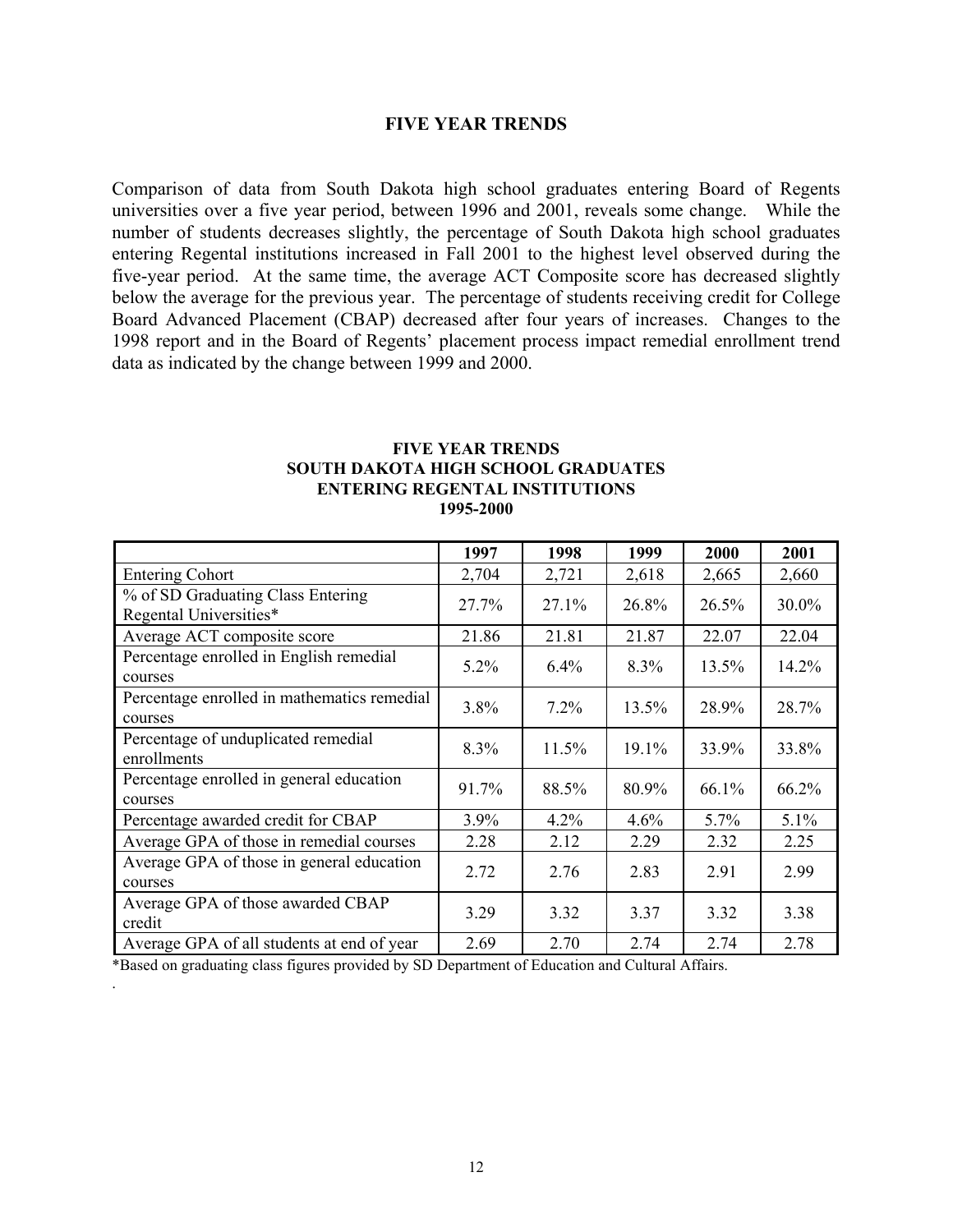## FIVE YEAR TRENDS

Comparison of data from South Dakota high school graduates entering Board of Regents universities over a five year period, between 1996 and 2001, reveals some change. While the number of students decreases slightly, the percentage of South Dakota high school graduates entering Regental institutions increased in Fall 2001 to the highest level observed during the five-year period. At the same time, the average ACT Composite score has decreased slightly below the average for the previous year. The percentage of students receiving credit for College Board Advanced Placement (CBAP) decreased after four years of increases. Changes to the 1998 report and in the Board of Regents' placement process impact remedial enrollment trend data as indicated by the change between 1999 and 2000.

**FIVE YEAR TRENDS**
**SOUTH DAKOTA HIGH SCHOOL GRADUATES**
**ENTERING REGENTAL INSTITUTIONS**
**1995-2000**

| | 1997 | 1998 | 1999 | 2000 | 2001 |
|---|---|---|---|---|---|
| Entering Cohort | 2,704 | 2,721 | 2,618 | 2,665 | 2,660 |
| % of SD Graduating Class Entering Regental Universities* | 27.7% | 27.1% | 26.8% | 26.5% | 30.0% |
| Average ACT composite score | 21.86 | 21.81 | 21.87 | 22.07 | 22.04 |
| Percentage enrolled in English remedial courses | 5.2% | 6.4% | 8.3% | 13.5% | 14.2% |
| Percentage enrolled in mathematics remedial courses | 3.8% | 7.2% | 13.5% | 28.9% | 28.7% |
| Percentage of unduplicated remedial enrollments | 8.3% | 11.5% | 19.1% | 33.9% | 33.8% |
| Percentage enrolled in general education courses | 91.7% | 88.5% | 80.9% | 66.1% | 66.2% |
| Percentage awarded credit for CBAP | 3.9% | 4.2% | 4.6% | 5.7% | 5.1% |
| Average GPA of those in remedial courses | 2.28 | 2.12 | 2.29 | 2.32 | 2.25 |
| Average GPA of those in general education courses | 2.72 | 2.76 | 2.83 | 2.91 | 2.99 |
| Average GPA of those awarded CBAP credit | 3.29 | 3.32 | 3.37 | 3.32 | 3.38 |
| Average GPA of all students at end of year | 2.69 | 2.70 | 2.74 | 2.74 | 2.78 |

*Based on graduating class figures provided by SD Department of Education and Cultural Affairs.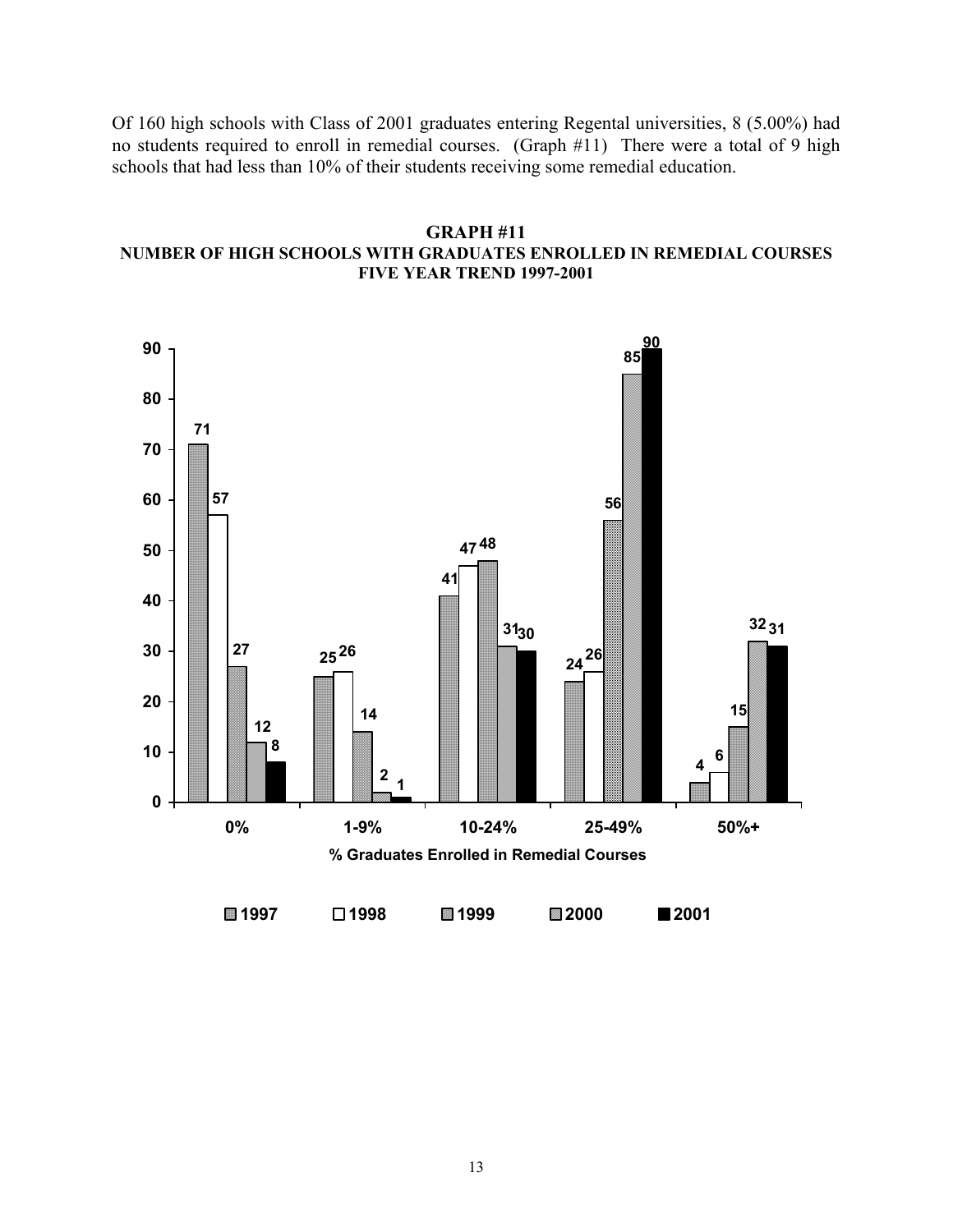Of 160 high schools with Class of 2001 graduates entering Regental universities, 8 (5.00%) had no students required to enroll in remedial courses. (Graph #11) There were a total of 9 high schools that had less than 10% of their students receiving some remedial education.

**GRAPH #11**
**NUMBER OF HIGH SCHOOLS WITH GRADUATES ENROLLED IN REMEDIAL COURSES**
**FIVE YEAR TREND 1997-2001**

| % Graduates Enrolled in Remedial Courses | 1997 | 1998 | 1999 | 2000 | 2001 |
|---|---|---|---|---|---|
| 0% | 71 | 57 | 27 | 12 | 8 |
| 1-9% | 25 | 26 | 14 | 2 | 1 |
| 10-24% | 41 | 47 | 48 | 31 | 30 |
| 25-49% | 24 | 26 | 56 | 85 | 90 |
| 50%+ | 4 | 6 | 15 | 32 | 31 |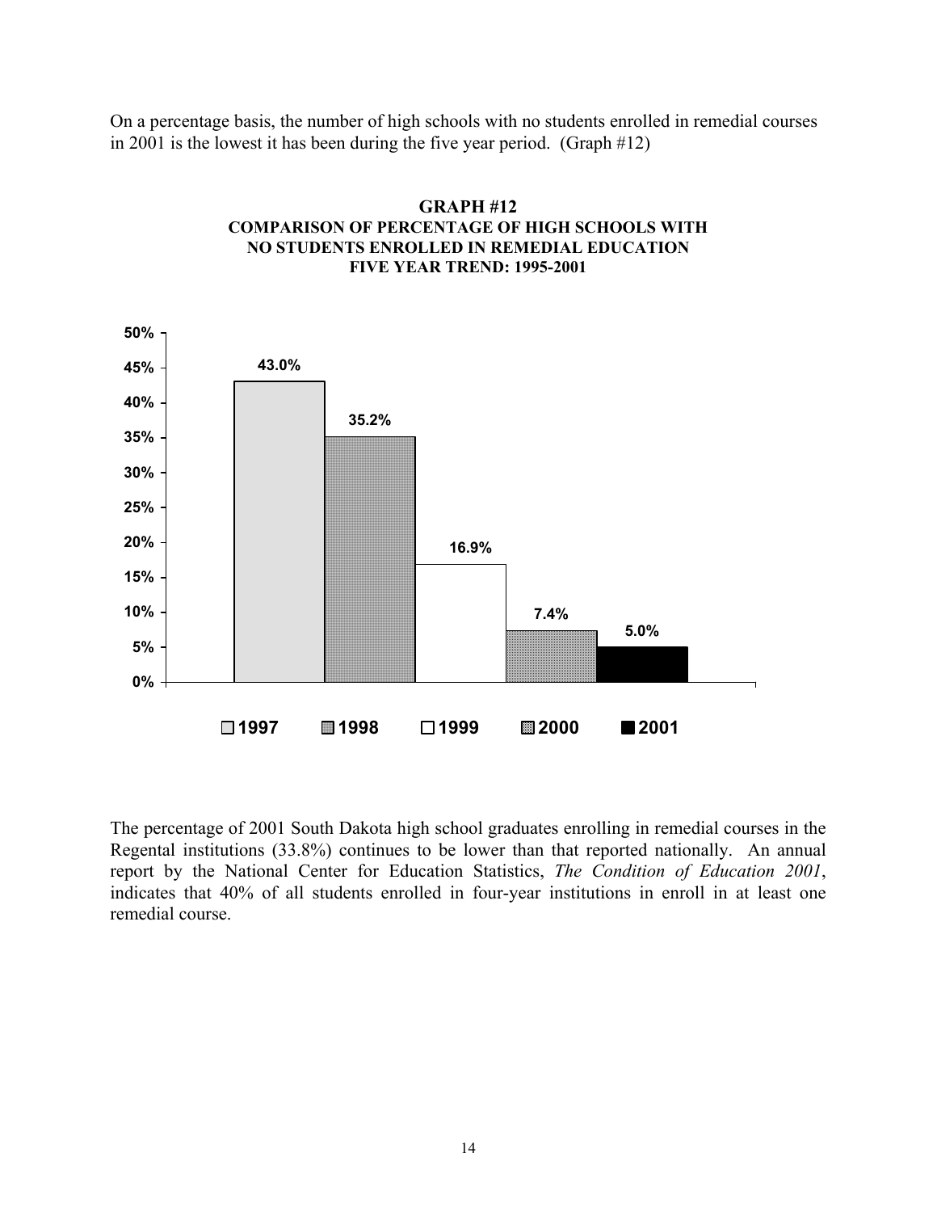On a percentage basis, the number of high schools with no students enrolled in remedial courses in 2001 is the lowest it has been during the five year period. (Graph #12)

**GRAPH #12**
**COMPARISON OF PERCENTAGE OF HIGH SCHOOLS WITH NO STUDENTS ENROLLED IN REMEDIAL EDUCATION**
**FIVE YEAR TREND: 1995-2001**

| Year | Percentage |
|---|---|
| 1997 | 43.0% |
| 1998 | 35.2% |
| 1999 | 16.9% |
| 2000 | 7.4% |
| 2001 | 5.0% |

The percentage of 2001 South Dakota high school graduates enrolling in remedial courses in the Regental institutions (33.8%) continues to be lower than that reported nationally. An annual report by the National Center for Education Statistics, *The Condition of Education 2001*, indicates that 40% of all students enrolled in four-year institutions in enroll in at least one remedial course.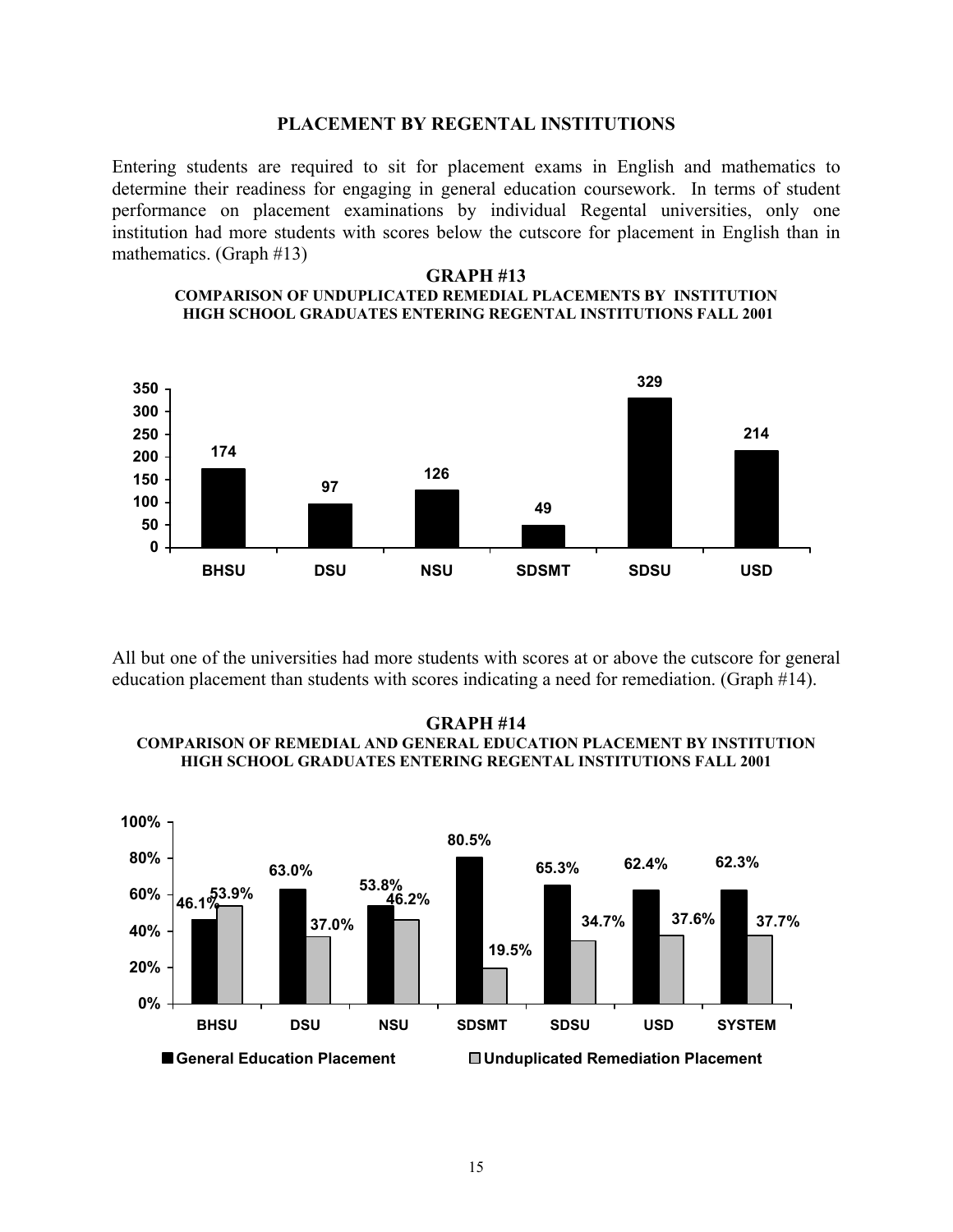## PLACEMENT BY REGENTAL INSTITUTIONS

Entering students are required to sit for placement exams in English and mathematics to determine their readiness for engaging in general education coursework. In terms of student performance on placement examinations by individual Regental universities, only one institution had more students with scores below the cutscore for placement in English than in mathematics. (Graph #13)

**GRAPH #13**
**COMPARISON OF UNDUPLICATED REMEDIAL PLACEMENTS BY INSTITUTION HIGH SCHOOL GRADUATES ENTERING REGENTAL INSTITUTIONS FALL 2001**

| Institution | Unduplicated Remedial Placements |
|---|---|
| BHSU | 174 |
| DSU | 97 |
| NSU | 126 |
| SDSMT | 49 |
| SDSU | 329 |
| USD | 214 |

All but one of the universities had more students with scores at or above the cutscore for general education placement than students with scores indicating a need for remediation. (Graph #14).

**GRAPH #14**
**COMPARISON OF REMEDIAL AND GENERAL EDUCATION PLACEMENT BY INSTITUTION HIGH SCHOOL GRADUATES ENTERING REGENTAL INSTITUTIONS FALL 2001**

| Institution | General Education Placement | Unduplicated Remediation Placement |
|---|---|---|
| BHSU | 46.1% | 53.9% |
| DSU | 63.0% | 37.0% |
| NSU | 53.8% | 46.2% |
| SDSMT | 80.5% | 19.5% |
| SDSU | 65.3% | 34.7% |
| USD | 62.4% | 37.6% |
| SYSTEM | 62.3% | 37.7% |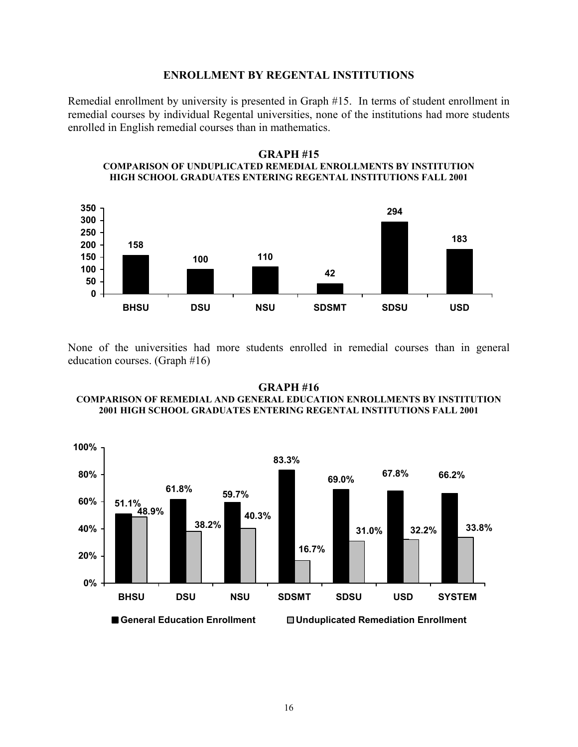## ENROLLMENT BY REGENTAL INSTITUTIONS

Remedial enrollment by university is presented in Graph #15. In terms of student enrollment in remedial courses by individual Regental universities, none of the institutions had more students enrolled in English remedial courses than in mathematics.

### GRAPH #15

**COMPARISON OF UNDUPLICATED REMEDIAL ENROLLMENTS BY INSTITUTION HIGH SCHOOL GRADUATES ENTERING REGENTAL INSTITUTIONS FALL 2001**

| Institution | Unduplicated Remedial Enrollments |
|---|---|
| BHSU | 158 |
| DSU | 100 |
| NSU | 110 |
| SDSMT | 42 |
| SDSU | 294 |
| USD | 183 |

None of the universities had more students enrolled in remedial courses than in general education courses. (Graph #16)

### GRAPH #16

**COMPARISON OF REMEDIAL AND GENERAL EDUCATION ENROLLMENTS BY INSTITUTION 2001 HIGH SCHOOL GRADUATES ENTERING REGENTAL INSTITUTIONS FALL 2001**

| Institution | General Education Enrollment | Unduplicated Remediation Enrollment |
|---|---|---|
| BHSU | 51.1% | 48.9% |
| DSU | 61.8% | 38.2% |
| NSU | 59.7% | 40.3% |
| SDSMT | 83.3% | 16.7% |
| SDSU | 69.0% | 31.0% |
| USD | 67.8% | 32.2% |
| SYSTEM | 66.2% | 33.8% |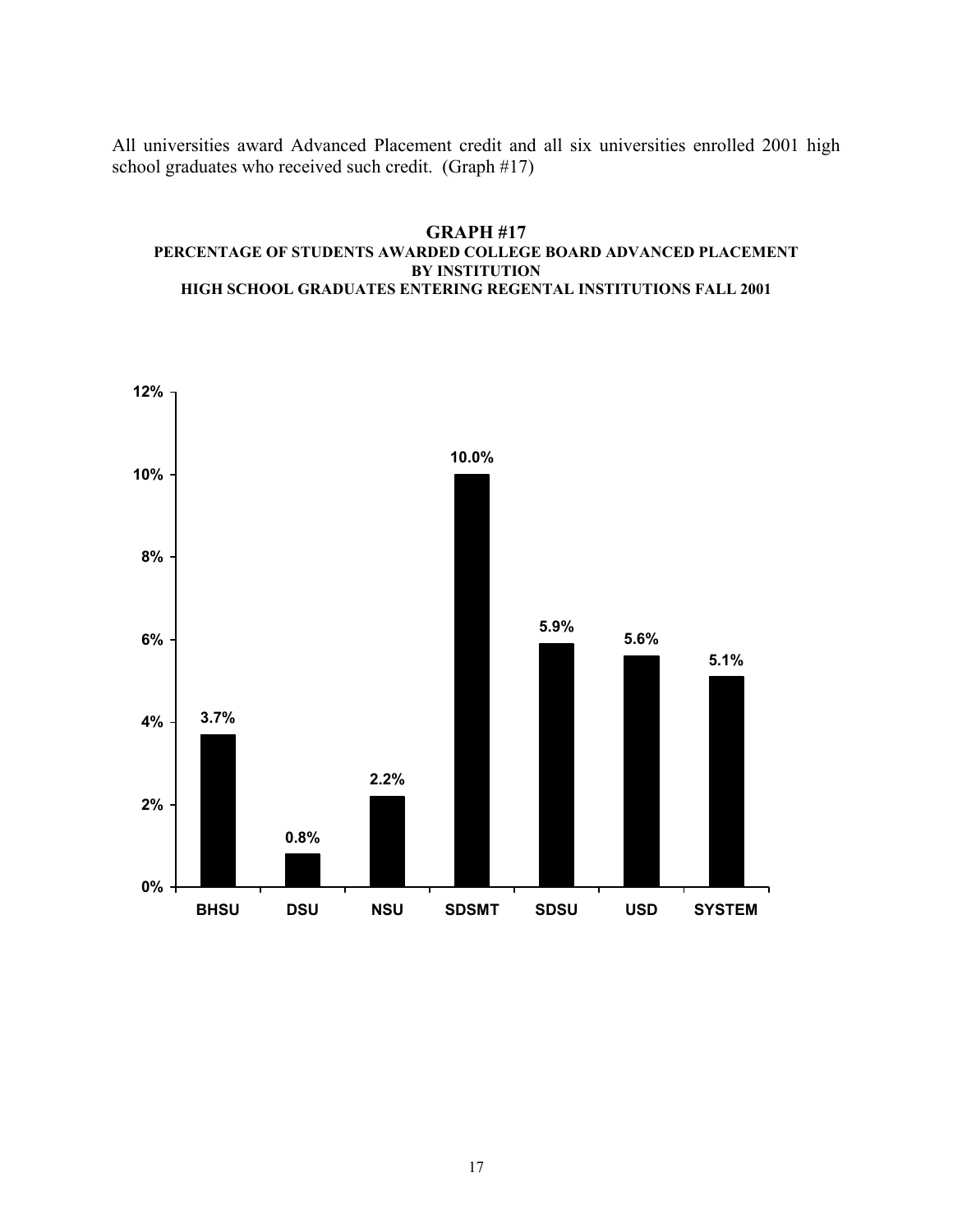All universities award Advanced Placement credit and all six universities enrolled 2001 high school graduates who received such credit. (Graph #17)

**GRAPH #17**
**PERCENTAGE OF STUDENTS AWARDED COLLEGE BOARD ADVANCED PLACEMENT BY INSTITUTION**
**HIGH SCHOOL GRADUATES ENTERING REGENTAL INSTITUTIONS FALL 2001**

| Institution | Percentage |
|---|---|
| BHSU | 3.7% |
| DSU | 0.8% |
| NSU | 2.2% |
| SDSMT | 10.0% |
| SDSU | 5.9% |
| USD | 5.6% |
| SYSTEM | 5.1% |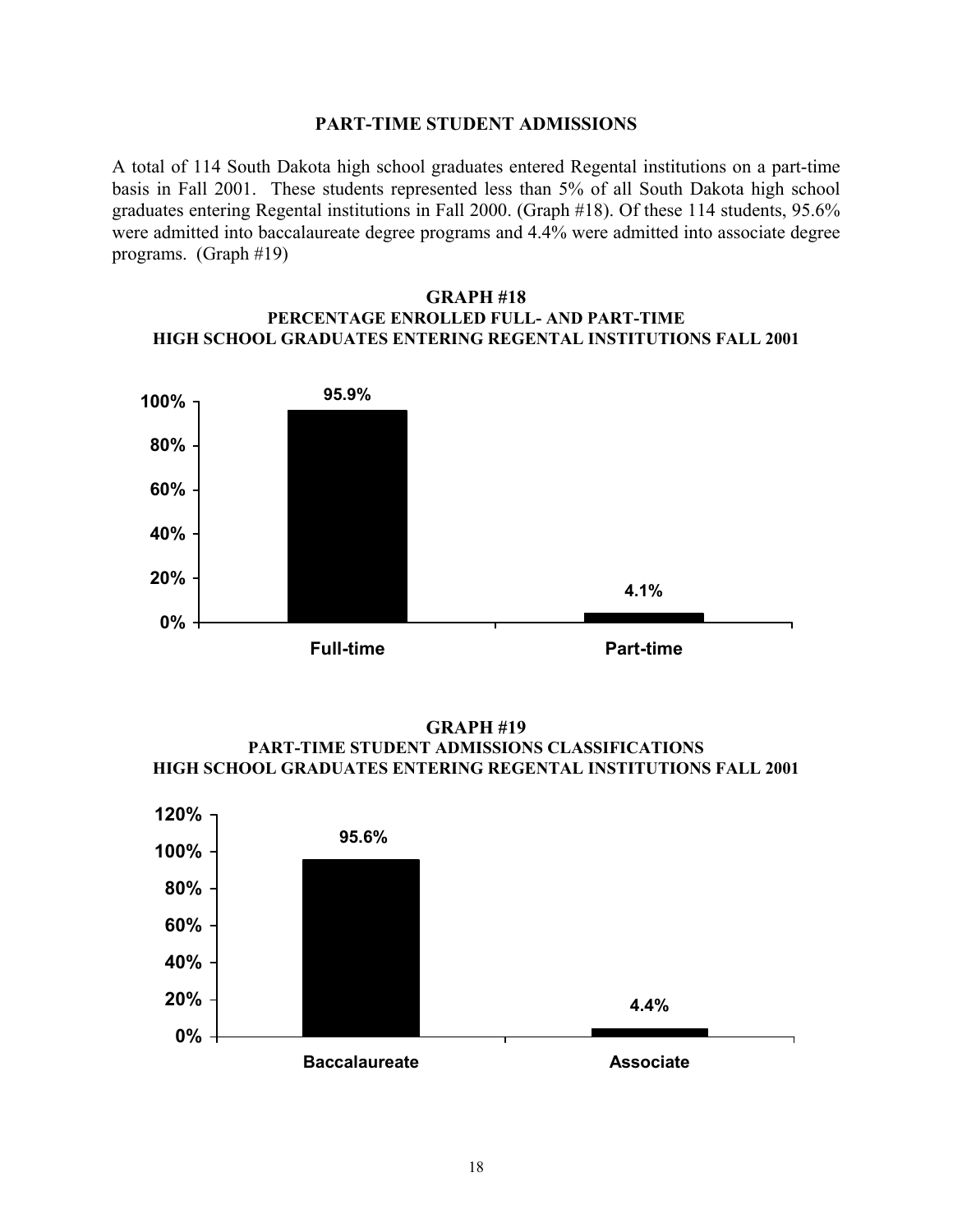## PART-TIME STUDENT ADMISSIONS

A total of 114 South Dakota high school graduates entered Regental institutions on a part-time basis in Fall 2001. These students represented less than 5% of all South Dakota high school graduates entering Regental institutions in Fall 2000. (Graph #18). Of these 114 students, 95.6% were admitted into baccalaureate degree programs and 4.4% were admitted into associate degree programs. (Graph #19)

### GRAPH #18
### PERCENTAGE ENROLLED FULL- AND PART-TIME
### HIGH SCHOOL GRADUATES ENTERING REGENTAL INSTITUTIONS FALL 2001

| Enrollment | Percentage |
| --- | --- |
| Full-time | 95.9% |
| Part-time | 4.1% |

### GRAPH #19
### PART-TIME STUDENT ADMISSIONS CLASSIFICATIONS
### HIGH SCHOOL GRADUATES ENTERING REGENTAL INSTITUTIONS FALL 2001

| Classification | Percentage |
| --- | --- |
| Baccalaureate | 95.6% |
| Associate | 4.4% |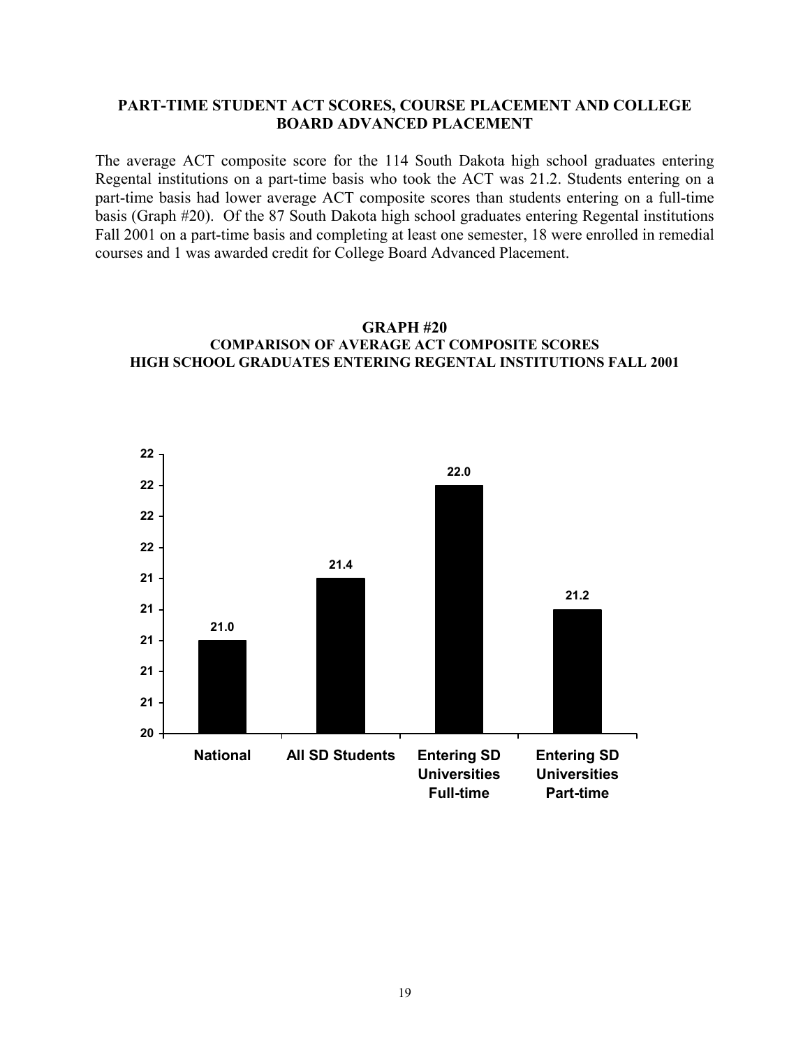## PART-TIME STUDENT ACT SCORES, COURSE PLACEMENT AND COLLEGE BOARD ADVANCED PLACEMENT

The average ACT composite score for the 114 South Dakota high school graduates entering Regental institutions on a part-time basis who took the ACT was 21.2. Students entering on a part-time basis had lower average ACT composite scores than students entering on a full-time basis (Graph #20). Of the 87 South Dakota high school graduates entering Regental institutions Fall 2001 on a part-time basis and completing at least one semester, 18 were enrolled in remedial courses and 1 was awarded credit for College Board Advanced Placement.

### GRAPH #20
### COMPARISON OF AVERAGE ACT COMPOSITE SCORES
### HIGH SCHOOL GRADUATES ENTERING REGENTAL INSTITUTIONS FALL 2001

22
22
22
22
21
21
21
21
21
20

National: 21.0
All SD Students: 21.4
Entering SD Universities Full-time: 22.0
Entering SD Universities Part-time: 21.2